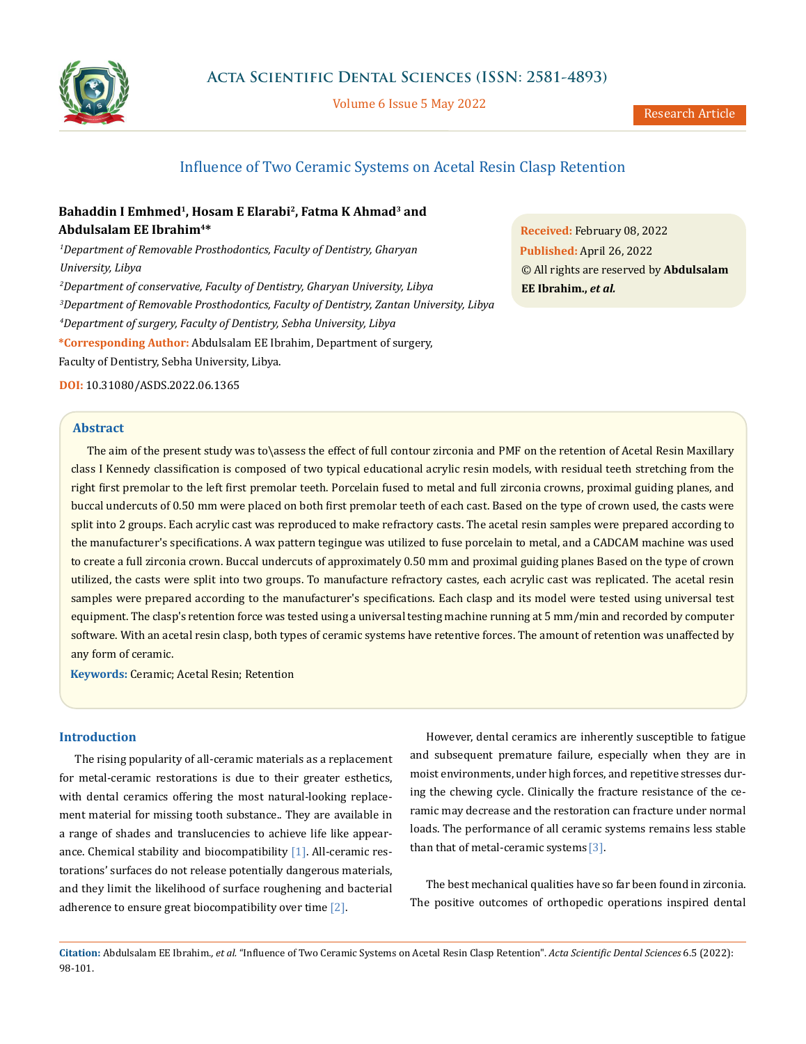# Influence of Two Ceramic Systems on Acetal Resin Clasp Retention

**Bahaddin I Emhmed[1], Hosam E Elarabi[2], Fatma K Ahmad[3] and Abdulsalam EE Ibrahim[4]***

*[1]Department of Removable Prosthodontics, Faculty of Dentistry, Gharyan University, Libya*

*[2]Department of conservative, Faculty of Dentistry, Gharyan University, Libya*

*[3]Department of Removable Prosthodontics, Faculty of Dentistry, Zantan University, Libya*

*[4]Department of surgery, Faculty of Dentistry, Sebha University, Libya*

**\*Corresponding Author:** Abdulsalam EE Ibrahim, Department of surgery, Faculty of Dentistry, Sebha University, Libya.

**DOI:** 10.31080/ASDS.2022.06.1365

**Received:** February 08, 2022
**Published:** April 26, 2022
© All rights are reserved by **Abdulsalam EE Ibrahim.,** ***et al.***

## Abstract

The aim of the present study was to\assess the effect of full contour zirconia and PMF on the retention of Acetal Resin Maxillary class I Kennedy classification is composed of two typical educational acrylic resin models, with residual teeth stretching from the right first premolar to the left first premolar teeth. Porcelain fused to metal and full zirconia crowns, proximal guiding planes, and buccal undercuts of 0.50 mm were placed on both first premolar teeth of each cast. Based on the type of crown used, the casts were split into 2 groups. Each acrylic cast was reproduced to make refractory casts. The acetal resin samples were prepared according to the manufacturer's specifications. A wax pattern tegingue was utilized to fuse porcelain to metal, and a CADCAM machine was used to create a full zirconia crown. Buccal undercuts of approximately 0.50 mm and proximal guiding planes Based on the type of crown utilized, the casts were split into two groups. To manufacture refractory castes, each acrylic cast was replicated. The acetal resin samples were prepared according to the manufacturer's specifications. Each clasp and its model were tested using universal test equipment. The clasp's retention force was tested using a universal testing machine running at 5 mm/min and recorded by computer software. With an acetal resin clasp, both types of ceramic systems have retentive forces. The amount of retention was unaffected by any form of ceramic.

**Keywords:** Ceramic; Acetal Resin; Retention

## Introduction

The rising popularity of all-ceramic materials as a replacement for metal-ceramic restorations is due to their greater esthetics, with dental ceramics offering the most natural-looking replacement material for missing tooth substance.. They are available in a range of shades and translucencies to achieve life like appearance. Chemical stability and biocompatibility [1]. All-ceramic restorations' surfaces do not release potentially dangerous materials, and they limit the likelihood of surface roughening and bacterial adherence to ensure great biocompatibility over time [2].

However, dental ceramics are inherently susceptible to fatigue and subsequent premature failure, especially when they are in moist environments, under high forces, and repetitive stresses during the chewing cycle. Clinically the fracture resistance of the ceramic may decrease and the restoration can fracture under normal loads. The performance of all ceramic systems remains less stable than that of metal-ceramic systems [3].

The best mechanical qualities have so far been found in zirconia. The positive outcomes of orthopedic operations inspired dental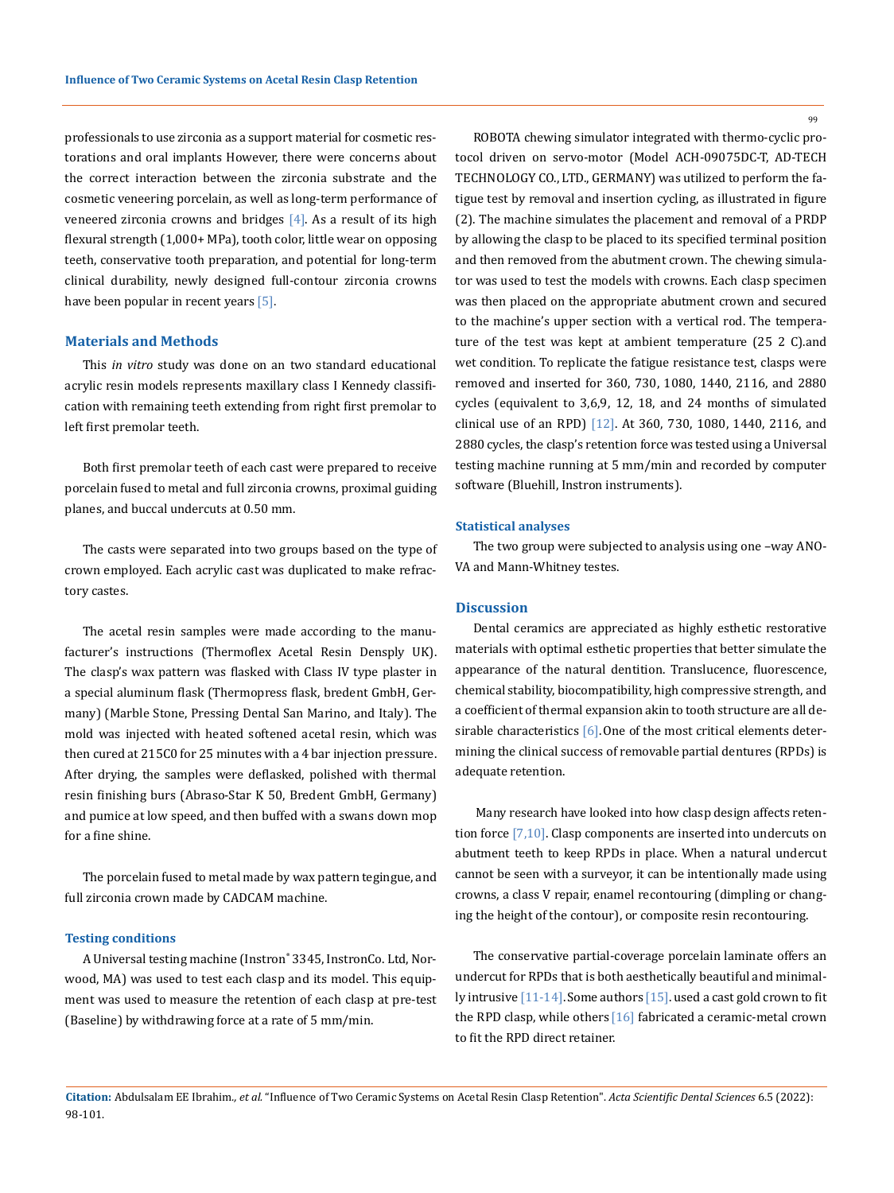professionals to use zirconia as a support material for cosmetic restorations and oral implants However, there were concerns about the correct interaction between the zirconia substrate and the cosmetic veneering porcelain, as well as long-term performance of veneered zirconia crowns and bridges [4]. As a result of its high flexural strength (1,000+ MPa), tooth color, little wear on opposing teeth, conservative tooth preparation, and potential for long-term clinical durability, newly designed full-contour zirconia crowns have been popular in recent years [5].

## Materials and Methods

This *in vitro* study was done on an two standard educational acrylic resin models represents maxillary class I Kennedy classification with remaining teeth extending from right first premolar to left first premolar teeth.

Both first premolar teeth of each cast were prepared to receive porcelain fused to metal and full zirconia crowns, proximal guiding planes, and buccal undercuts at 0.50 mm.

The casts were separated into two groups based on the type of crown employed. Each acrylic cast was duplicated to make refractory castes.

The acetal resin samples were made according to the manufacturer's instructions (Thermoflex Acetal Resin Densply UK). The clasp's wax pattern was flasked with Class IV type plaster in a special aluminum flask (Thermopress flask, bredent GmbH, Germany) (Marble Stone, Pressing Dental San Marino, and Italy). The mold was injected with heated softened acetal resin, which was then cured at 215C0 for 25 minutes with a 4 bar injection pressure. After drying, the samples were deflasked, polished with thermal resin finishing burs (Abraso-Star K 50, Bredent GmbH, Germany) and pumice at low speed, and then buffed with a swans down mop for a fine shine.

The porcelain fused to metal made by wax pattern tegingue, and full zirconia crown made by CADCAM machine.

### Testing conditions

A Universal testing machine (Instron® 3345, InstronCo. Ltd, Norwood, MA) was used to test each clasp and its model. This equipment was used to measure the retention of each clasp at pre-test (Baseline) by withdrawing force at a rate of 5 mm/min.

ROBOTA chewing simulator integrated with thermo-cyclic protocol driven on servo-motor (Model ACH-09075DC-T, AD-TECH TECHNOLOGY CO., LTD., GERMANY) was utilized to perform the fatigue test by removal and insertion cycling, as illustrated in figure (2). The machine simulates the placement and removal of a PRDP by allowing the clasp to be placed to its specified terminal position and then removed from the abutment crown. The chewing simulator was used to test the models with crowns. Each clasp specimen was then placed on the appropriate abutment crown and secured to the machine's upper section with a vertical rod. The temperature of the test was kept at ambient temperature (25 2 C).and wet condition. To replicate the fatigue resistance test, clasps were removed and inserted for 360, 730, 1080, 1440, 2116, and 2880 cycles (equivalent to 3,6,9, 12, 18, and 24 months of simulated clinical use of an RPD) [12]. At 360, 730, 1080, 1440, 2116, and 2880 cycles, the clasp's retention force was tested using a Universal testing machine running at 5 mm/min and recorded by computer software (Bluehill, Instron instruments).

### Statistical analyses

The two group were subjected to analysis using one –way ANOVA and Mann-Whitney testes.

## Discussion

Dental ceramics are appreciated as highly esthetic restorative materials with optimal esthetic properties that better simulate the appearance of the natural dentition. Translucence, fluorescence, chemical stability, biocompatibility, high compressive strength, and a coefficient of thermal expansion akin to tooth structure are all desirable characteristics [6].One of the most critical elements determining the clinical success of removable partial dentures (RPDs) is adequate retention.

Many research have looked into how clasp design affects retention force [7,10]. Clasp components are inserted into undercuts on abutment teeth to keep RPDs in place. When a natural undercut cannot be seen with a surveyor, it can be intentionally made using crowns, a class V repair, enamel recontouring (dimpling or changing the height of the contour), or composite resin recontouring.

The conservative partial-coverage porcelain laminate offers an undercut for RPDs that is both aesthetically beautiful and minimally intrusive [11-14].Some authors [15]. used a cast gold crown to fit the RPD clasp, while others [16] fabricated a ceramic-metal crown to fit the RPD direct retainer.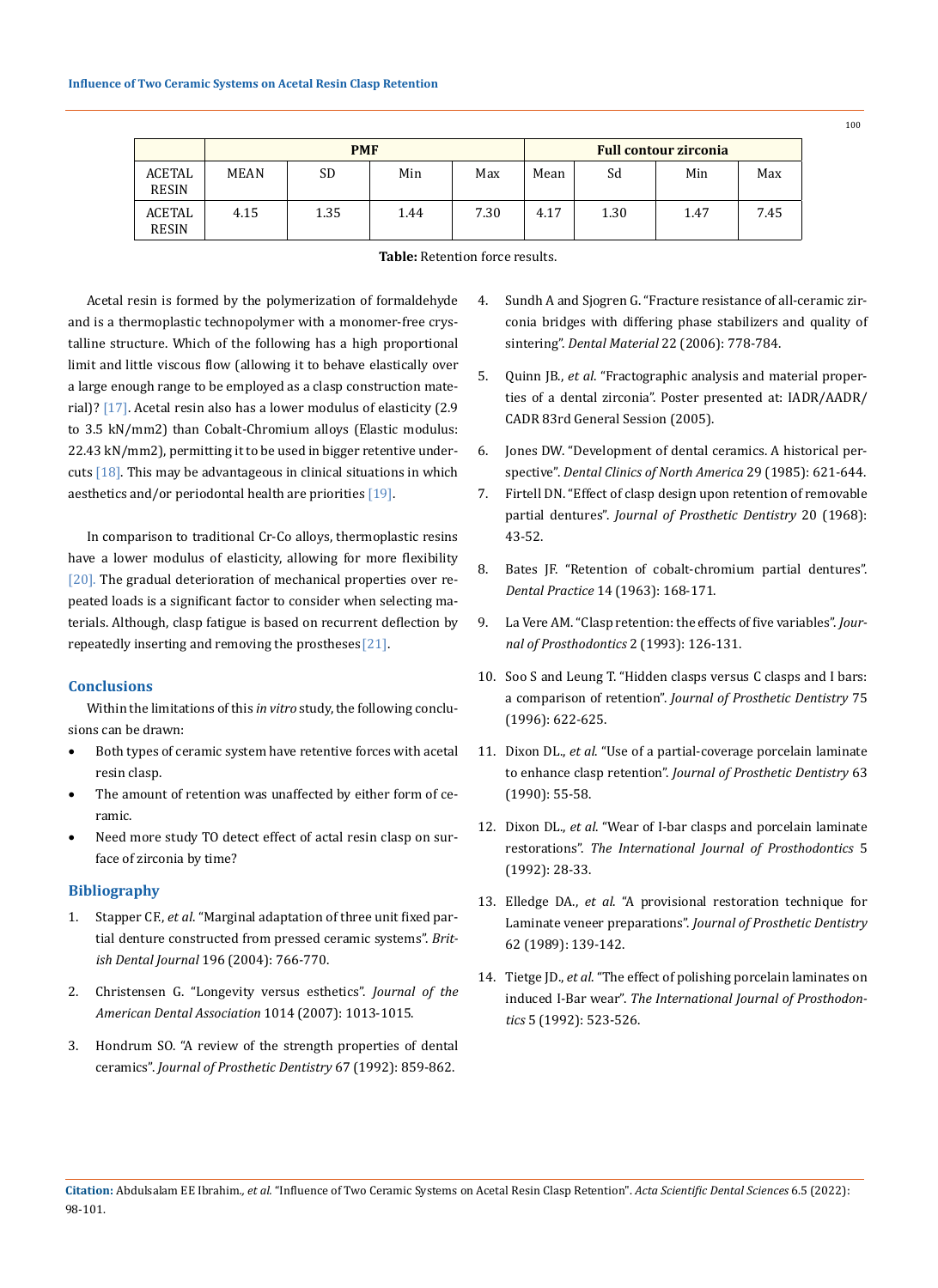| | PMF | | | | Full contour zirconia | | | |
|---|---|---|---|---|---|---|---|---|
| ACETAL RESIN | MEAN | SD | Min | Max | Mean | Sd | Min | Max |
| ACETAL RESIN | 4.15 | 1.35 | 1.44 | 7.30 | 4.17 | 1.30 | 1.47 | 7.45 |

**Table:** Retention force results.

Acetal resin is formed by the polymerization of formaldehyde and is a thermoplastic technopolymer with a monomer-free crystalline structure. Which of the following has a high proportional limit and little viscous flow (allowing it to behave elastically over a large enough range to be employed as a clasp construction material)? [17]. Acetal resin also has a lower modulus of elasticity (2.9 to 3.5 kN/mm2) than Cobalt-Chromium alloys (Elastic modulus: 22.43 kN/mm2), permitting it to be used in bigger retentive undercuts [18]. This may be advantageous in clinical situations in which aesthetics and/or periodontal health are priorities [19].

In comparison to traditional Cr-Co alloys, thermoplastic resins have a lower modulus of elasticity, allowing for more flexibility [20]. The gradual deterioration of mechanical properties over repeated loads is a significant factor to consider when selecting materials. Although, clasp fatigue is based on recurrent deflection by repeatedly inserting and removing the prostheses [21].

## Conclusions

Within the limitations of this *in vitro* study, the following conclusions can be drawn:

- Both types of ceramic system have retentive forces with acetal resin clasp.
- The amount of retention was unaffected by either form of ceramic.
- Need more study TO detect effect of actal resin clasp on surface of zirconia by time?

## Bibliography

1. Stapper CF., *et al*. "Marginal adaptation of three unit fixed partial denture constructed from pressed ceramic systems". *British Dental Journal* 196 (2004): 766-770.
2. Christensen G. "Longevity versus esthetics". *Journal of the American Dental Association* 1014 (2007): 1013-1015.
3. Hondrum SO. "A review of the strength properties of dental ceramics". *Journal of Prosthetic Dentistry* 67 (1992): 859-862.
4. Sundh A and Sjogren G. "Fracture resistance of all-ceramic zirconia bridges with differing phase stabilizers and quality of sintering". *Dental Material* 22 (2006): 778-784.
5. Quinn JB., *et al*. "Fractographic analysis and material properties of a dental zirconia". Poster presented at: IADR/AADR/CADR 83rd General Session (2005).
6. Jones DW. "Development of dental ceramics. A historical perspective". *Dental Clinics of North America* 29 (1985): 621-644.
7. Firtell DN. "Effect of clasp design upon retention of removable partial dentures". *Journal of Prosthetic Dentistry* 20 (1968): 43-52.
8. Bates JF. "Retention of cobalt-chromium partial dentures". *Dental Practice* 14 (1963): 168-171.
9. La Vere AM. "Clasp retention: the effects of five variables". *Journal of Prosthodontics* 2 (1993): 126-131.
10. Soo S and Leung T. "Hidden clasps versus C clasps and I bars: a comparison of retention". *Journal of Prosthetic Dentistry* 75 (1996): 622-625.
11. Dixon DL., *et al*. "Use of a partial-coverage porcelain laminate to enhance clasp retention". *Journal of Prosthetic Dentistry* 63 (1990): 55-58.
12. Dixon DL., *et al*. "Wear of I-bar clasps and porcelain laminate restorations". *The International Journal of Prosthodontics* 5 (1992): 28-33.
13. Elledge DA., *et al*. "A provisional restoration technique for Laminate veneer preparations". *Journal of Prosthetic Dentistry* 62 (1989): 139-142.
14. Tietge JD., *et al*. "The effect of polishing porcelain laminates on induced I-Bar wear". *The International Journal of Prosthodontics* 5 (1992): 523-526.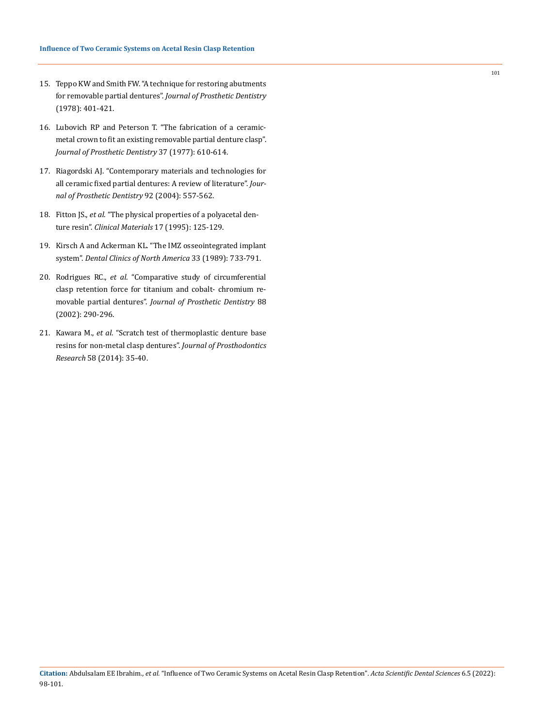15. Teppo KW and Smith FW. "A technique for restoring abutments for removable partial dentures". *Journal of Prosthetic Dentistry* (1978): 401-421.

16. Lubovich RP and Peterson T. "The fabrication of a ceramic-metal crown to fit an existing removable partial denture clasp". *Journal of Prosthetic Dentistry* 37 (1977): 610-614.

17. Riagordski AJ. "Contemporary materials and technologies for all ceramic fixed partial dentures: A review of literature". *Journal of Prosthetic Dentistry* 92 (2004): 557-562.

18. Fitton JS., *et al*. "The physical properties of a polyacetal denture resin". *Clinical Materials* 17 (1995): 125-129.

19. Kirsch A and Ackerman KL. "The IMZ osseointegrated implant system". *Dental Clinics of North America* 33 (1989): 733-791.

20. Rodrigues RC., *et al*. "Comparative study of circumferential clasp retention force for titanium and cobalt- chromium removable partial dentures". *Journal of Prosthetic Dentistry* 88 (2002): 290-296.

21. Kawara M., *et al*. "Scratch test of thermoplastic denture base resins for non-metal clasp dentures". *Journal of Prosthodontics Research* 58 (2014): 35-40.